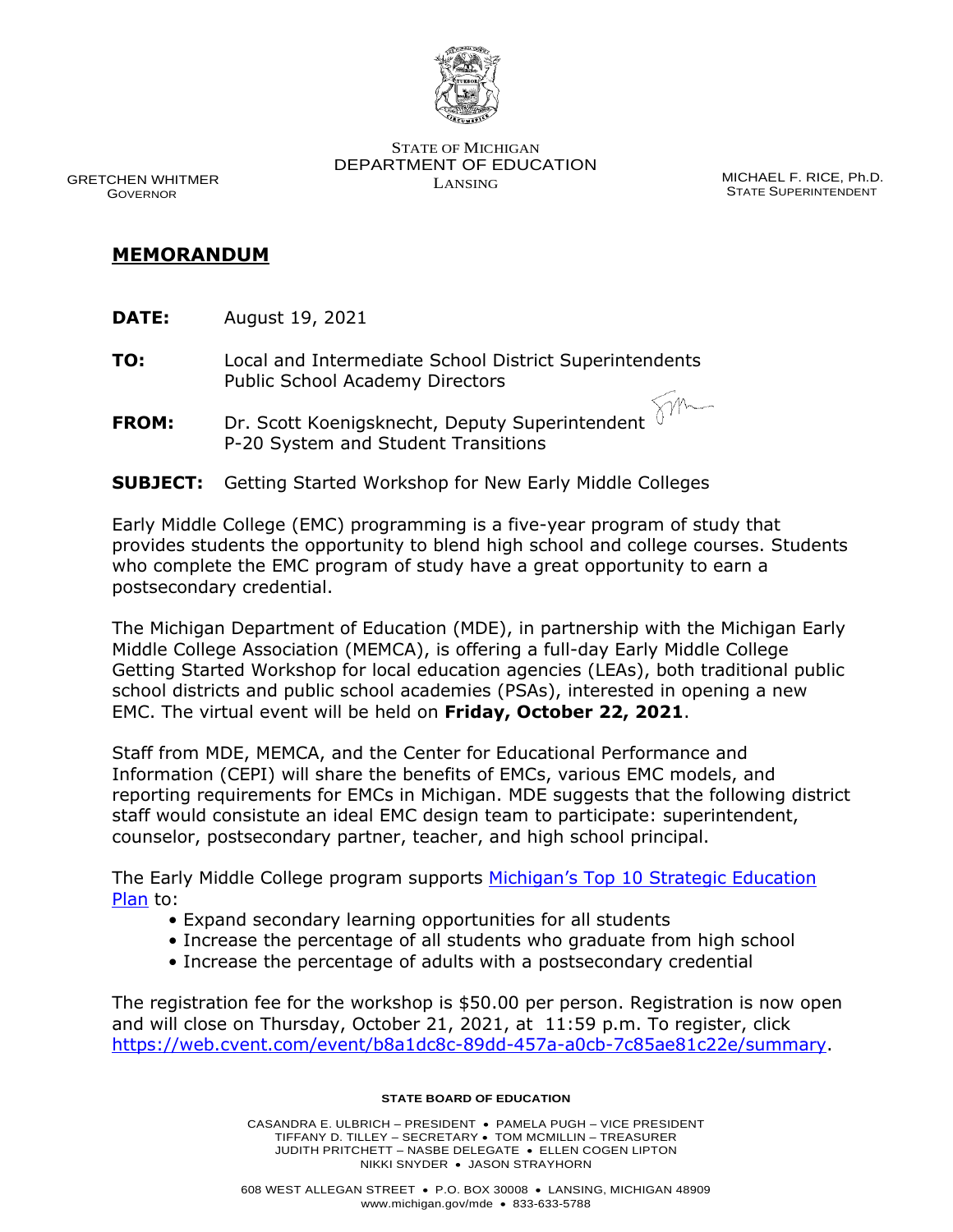STATE OF MICHIGAN
DEPARTMENT OF EDUCATION
LANSING

GRETCHEN WHITMER
GOVERNOR

MICHAEL F. RICE, Ph.D.
STATE SUPERINTENDENT

## MEMORANDUM

**DATE:** August 19, 2021

**TO:** Local and Intermediate School District Superintendents
Public School Academy Directors

**FROM:** Dr. Scott Koenigsknecht, Deputy Superintendent
P-20 System and Student Transitions

**SUBJECT:** Getting Started Workshop for New Early Middle Colleges

Early Middle College (EMC) programming is a five-year program of study that provides students the opportunity to blend high school and college courses. Students who complete the EMC program of study have a great opportunity to earn a postsecondary credential.

The Michigan Department of Education (MDE), in partnership with the Michigan Early Middle College Association (MEMCA), is offering a full-day Early Middle College Getting Started Workshop for local education agencies (LEAs), both traditional public school districts and public school academies (PSAs), interested in opening a new EMC. The virtual event will be held on **Friday, October 22, 2021**.

Staff from MDE, MEMCA, and the Center for Educational Performance and Information (CEPI) will share the benefits of EMCs, various EMC models, and reporting requirements for EMCs in Michigan. MDE suggests that the following district staff would consistute an ideal EMC design team to participate: superintendent, counselor, postsecondary partner, teacher, and high school principal.

The Early Middle College program supports [Michigan's Top 10 Strategic Education Plan](#) to:

- Expand secondary learning opportunities for all students
- Increase the percentage of all students who graduate from high school
- Increase the percentage of adults with a postsecondary credential

The registration fee for the workshop is $50.00 per person. Registration is now open and will close on Thursday, October 21, 2021, at 11:59 p.m. To register, click https://web.cvent.com/event/b8a1dc8c-89dd-457a-a0cb-7c85ae81c22e/summary.

**STATE BOARD OF EDUCATION**

CASANDRA E. ULBRICH – PRESIDENT • PAMELA PUGH – VICE PRESIDENT
TIFFANY D. TILLEY – SECRETARY • TOM MCMILLIN – TREASURER
JUDITH PRITCHETT – NASBE DELEGATE • ELLEN COGEN LIPTON
NIKKI SNYDER • JASON STRAYHORN

608 WEST ALLEGAN STREET • P.O. BOX 30008 • LANSING, MICHIGAN 48909
www.michigan.gov/mde • 833-633-5788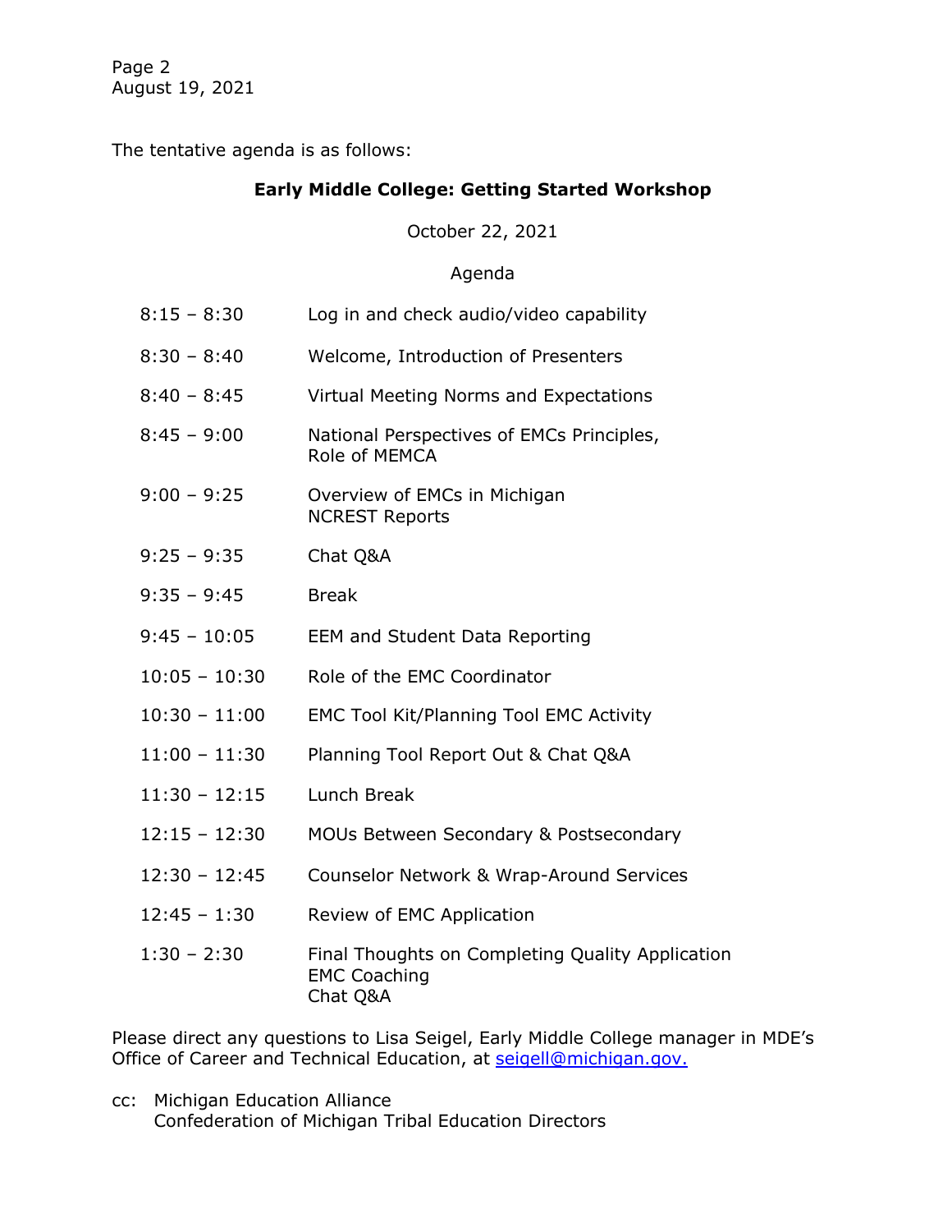The tentative agenda is as follows:

**Early Middle College: Getting Started Workshop**

October 22, 2021

Agenda

| | |
|---|---|
| 8:15 – 8:30 | Log in and check audio/video capability |
| 8:30 – 8:40 | Welcome, Introduction of Presenters |
| 8:40 – 8:45 | Virtual Meeting Norms and Expectations |
| 8:45 – 9:00 | National Perspectives of EMCs Principles, Role of MEMCA |
| 9:00 – 9:25 | Overview of EMCs in Michigan NCREST Reports |
| 9:25 – 9:35 | Chat Q&A |
| 9:35 – 9:45 | Break |
| 9:45 – 10:05 | EEM and Student Data Reporting |
| 10:05 – 10:30 | Role of the EMC Coordinator |
| 10:30 – 11:00 | EMC Tool Kit/Planning Tool EMC Activity |
| 11:00 – 11:30 | Planning Tool Report Out & Chat Q&A |
| 11:30 – 12:15 | Lunch Break |
| 12:15 – 12:30 | MOUs Between Secondary & Postsecondary |
| 12:30 – 12:45 | Counselor Network & Wrap-Around Services |
| 12:45 – 1:30 | Review of EMC Application |
| 1:30 – 2:30 | Final Thoughts on Completing Quality Application EMC Coaching Chat Q&A |

Please direct any questions to Lisa Seigel, Early Middle College manager in MDE's Office of Career and Technical Education, at seigell@michigan.gov.

cc: Michigan Education Alliance
Confederation of Michigan Tribal Education Directors